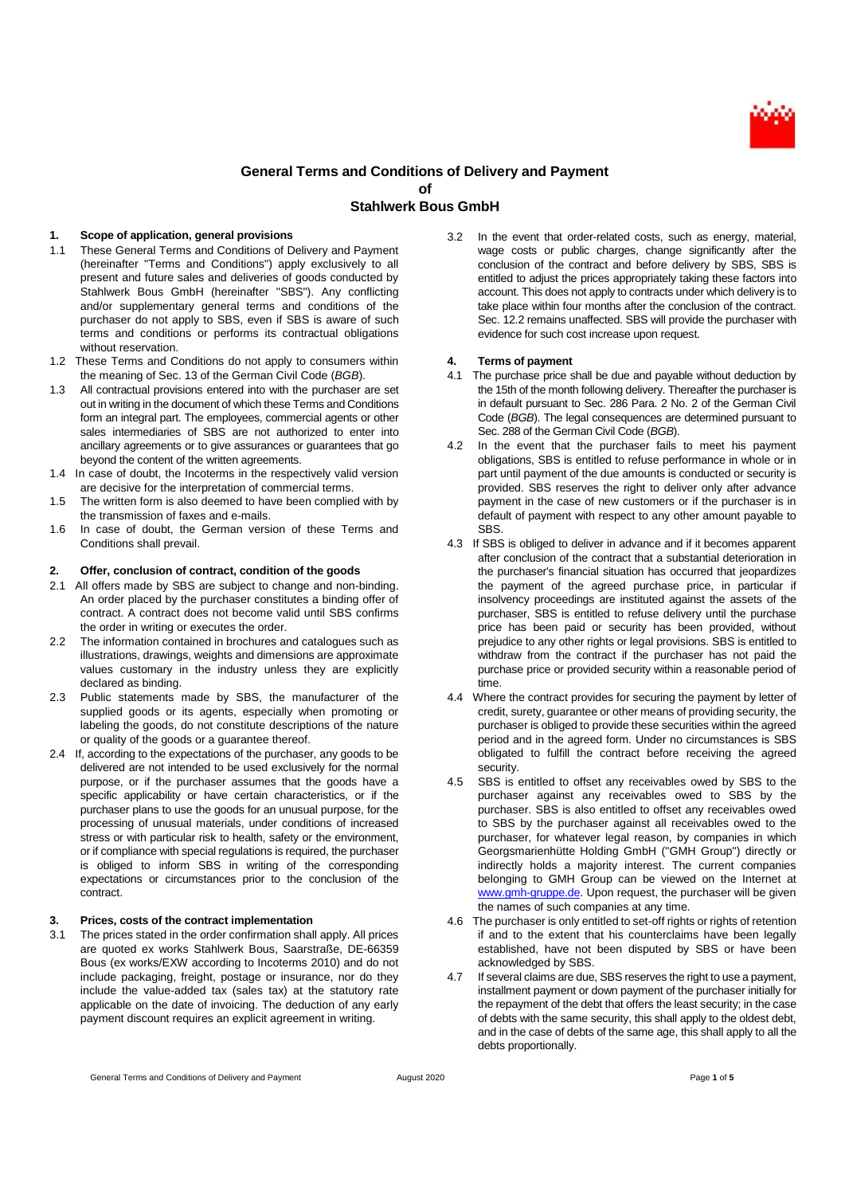# General Terms and Conditions of Delivery and Payment of Stahlwerk Bous GmbH

## 1. Scope of application, general provisions

1.1 These General Terms and Conditions of Delivery and Payment (hereinafter "Terms and Conditions") apply exclusively to all present and future sales and deliveries of goods conducted by Stahlwerk Bous GmbH (hereinafter "SBS"). Any conflicting and/or supplementary general terms and conditions of the purchaser do not apply to SBS, even if SBS is aware of such terms and conditions or performs its contractual obligations without reservation.

1.2 These Terms and Conditions do not apply to consumers within the meaning of Sec. 13 of the German Civil Code (*BGB*).

1.3 All contractual provisions entered into with the purchaser are set out in writing in the document of which these Terms and Conditions form an integral part. The employees, commercial agents or other sales intermediaries of SBS are not authorized to enter into ancillary agreements or to give assurances or guarantees that go beyond the content of the written agreements.

1.4 In case of doubt, the Incoterms in the respectively valid version are decisive for the interpretation of commercial terms.

1.5 The written form is also deemed to have been complied with by the transmission of faxes and e-mails.

1.6 In case of doubt, the German version of these Terms and Conditions shall prevail.

## 2. Offer, conclusion of contract, condition of the goods

2.1 All offers made by SBS are subject to change and non-binding. An order placed by the purchaser constitutes a binding offer of contract. A contract does not become valid until SBS confirms the order in writing or executes the order.

2.2 The information contained in brochures and catalogues such as illustrations, drawings, weights and dimensions are approximate values customary in the industry unless they are explicitly declared as binding.

2.3 Public statements made by SBS, the manufacturer of the supplied goods or its agents, especially when promoting or labeling the goods, do not constitute descriptions of the nature or quality of the goods or a guarantee thereof.

2.4 If, according to the expectations of the purchaser, any goods to be delivered are not intended to be used exclusively for the normal purpose, or if the purchaser assumes that the goods have a specific applicability or have certain characteristics, or if the purchaser plans to use the goods for an unusual purpose, for the processing of unusual materials, under conditions of increased stress or with particular risk to health, safety or the environment, or if compliance with special regulations is required, the purchaser is obliged to inform SBS in writing of the corresponding expectations or circumstances prior to the conclusion of the contract.

## 3. Prices, costs of the contract implementation

3.1 The prices stated in the order confirmation shall apply. All prices are quoted ex works Stahlwerk Bous, Saarstraße, DE-66359 Bous (ex works/EXW according to Incoterms 2010) and do not include packaging, freight, postage or insurance, nor do they include the value-added tax (sales tax) at the statutory rate applicable on the date of invoicing. The deduction of any early payment discount requires an explicit agreement in writing.

3.2 In the event that order-related costs, such as energy, material, wage costs or public charges, change significantly after the conclusion of the contract and before delivery by SBS, SBS is entitled to adjust the prices appropriately taking these factors into account. This does not apply to contracts under which delivery is to take place within four months after the conclusion of the contract. Sec. 12.2 remains unaffected. SBS will provide the purchaser with evidence for such cost increase upon request.

## 4. Terms of payment

4.1 The purchase price shall be due and payable without deduction by the 15th of the month following delivery. Thereafter the purchaser is in default pursuant to Sec. 286 Para. 2 No. 2 of the German Civil Code (*BGB*). The legal consequences are determined pursuant to Sec. 288 of the German Civil Code (*BGB*).

4.2 In the event that the purchaser fails to meet his payment obligations, SBS is entitled to refuse performance in whole or in part until payment of the due amounts is conducted or security is provided. SBS reserves the right to deliver only after advance payment in the case of new customers or if the purchaser is in default of payment with respect to any other amount payable to SBS.

4.3 If SBS is obliged to deliver in advance and if it becomes apparent after conclusion of the contract that a substantial deterioration in the purchaser's financial situation has occurred that jeopardizes the payment of the agreed purchase price, in particular if insolvency proceedings are instituted against the assets of the purchaser, SBS is entitled to refuse delivery until the purchase price has been paid or security has been provided, without prejudice to any other rights or legal provisions. SBS is entitled to withdraw from the contract if the purchaser has not paid the purchase price or provided security within a reasonable period of time.

4.4 Where the contract provides for securing the payment by letter of credit, surety, guarantee or other means of providing security, the purchaser is obliged to provide these securities within the agreed period and in the agreed form. Under no circumstances is SBS obligated to fulfill the contract before receiving the agreed security.

4.5 SBS is entitled to offset any receivables owed by SBS to the purchaser against any receivables owed to SBS by the purchaser. SBS is also entitled to offset any receivables owed to SBS by the purchaser against all receivables owed to the purchaser, for whatever legal reason, by companies in which Georgsmarienhütte Holding GmbH ("GMH Group") directly or indirectly holds a majority interest. The current companies belonging to GMH Group can be viewed on the Internet at www.gmh-gruppe.de. Upon request, the purchaser will be given the names of such companies at any time.

4.6 The purchaser is only entitled to set-off rights or rights of retention if and to the extent that his counterclaims have been legally established, have not been disputed by SBS or have been acknowledged by SBS.

4.7 If several claims are due, SBS reserves the right to use a payment, installment payment or down payment of the purchaser initially for the repayment of the debt that offers the least security; in the case of debts with the same security, this shall apply to the oldest debt, and in the case of debts of the same age, this shall apply to all the debts proportionally.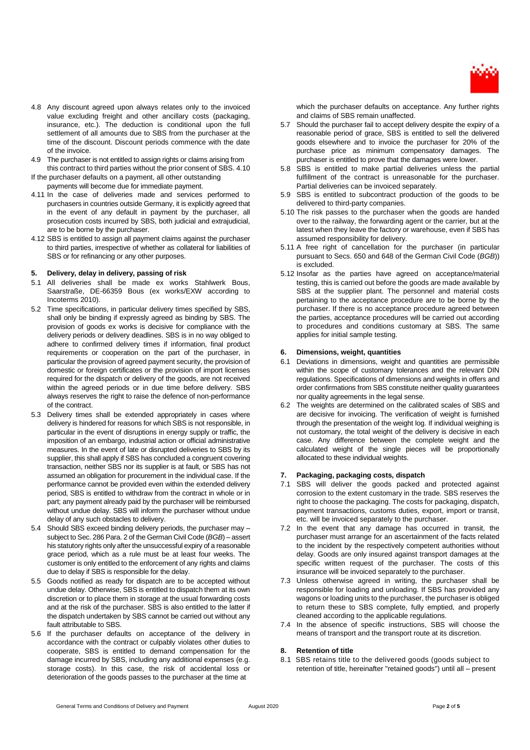4.8 Any discount agreed upon always relates only to the invoiced value excluding freight and other ancillary costs (packaging, insurance, etc.). The deduction is conditional upon the full settlement of all amounts due to SBS from the purchaser at the time of the discount. Discount periods commence with the date of the invoice.

4.9 The purchaser is not entitled to assign rights or claims arising from this contract to third parties without the prior consent of SBS.

4.10 If the purchaser defaults on a payment, all other outstanding payments will become due for immediate payment.

4.11 In the case of deliveries made and services performed to purchasers in countries outside Germany, it is explicitly agreed that in the event of any default in payment by the purchaser, all prosecution costs incurred by SBS, both judicial and extrajudicial, are to be borne by the purchaser.

4.12 SBS is entitled to assign all payment claims against the purchaser to third parties, irrespective of whether as collateral for liabilities of SBS or for refinancing or any other purposes.

## 5. Delivery, delay in delivery, passing of risk

5.1 All deliveries shall be made ex works Stahlwerk Bous, Saarstraße, DE-66359 Bous (ex works/EXW according to Incoterms 2010).

5.2 Time specifications, in particular delivery times specified by SBS, shall only be binding if expressly agreed as binding by SBS. The provision of goods ex works is decisive for compliance with the delivery periods or delivery deadlines. SBS is in no way obliged to adhere to confirmed delivery times if information, final product requirements or cooperation on the part of the purchaser, in particular the provision of agreed payment security, the provision of domestic or foreign certificates or the provision of import licenses required for the dispatch or delivery of the goods, are not received within the agreed periods or in due time before delivery. SBS always reserves the right to raise the defence of non-performance of the contract.

5.3 Delivery times shall be extended appropriately in cases where delivery is hindered for reasons for which SBS is not responsible, in particular in the event of disruptions in energy supply or traffic, the imposition of an embargo, industrial action or official administrative measures. In the event of late or disrupted deliveries to SBS by its supplier, this shall apply if SBS has concluded a congruent covering transaction, neither SBS nor its supplier is at fault, or SBS has not assumed an obligation for procurement in the individual case. If the performance cannot be provided even within the extended delivery period, SBS is entitled to withdraw from the contract in whole or in part; any payment already paid by the purchaser will be reimbursed without undue delay. SBS will inform the purchaser without undue delay of any such obstacles to delivery.

5.4 Should SBS exceed binding delivery periods, the purchaser may – subject to Sec. 286 Para. 2 of the German Civil Code (*BGB*) – assert his statutory rights only after the unsuccessful expiry of a reasonable grace period, which as a rule must be at least four weeks. The customer is only entitled to the enforcement of any rights and claims due to delay if SBS is responsible for the delay.

5.5 Goods notified as ready for dispatch are to be accepted without undue delay. Otherwise, SBS is entitled to dispatch them at its own discretion or to place them in storage at the usual forwarding costs and at the risk of the purchaser. SBS is also entitled to the latter if the dispatch undertaken by SBS cannot be carried out without any fault attributable to SBS.

5.6 If the purchaser defaults on acceptance of the delivery in accordance with the contract or culpably violates other duties to cooperate, SBS is entitled to demand compensation for the damage incurred by SBS, including any additional expenses (e.g. storage costs). In this case, the risk of accidental loss or deterioration of the goods passes to the purchaser at the time at which the purchaser defaults on acceptance. Any further rights and claims of SBS remain unaffected.

5.7 Should the purchaser fail to accept delivery despite the expiry of a reasonable period of grace, SBS is entitled to sell the delivered goods elsewhere and to invoice the purchaser for 20% of the purchase price as minimum compensatory damages. The purchaser is entitled to prove that the damages were lower.

5.8 SBS is entitled to make partial deliveries unless the partial fulfillment of the contract is unreasonable for the purchaser. Partial deliveries can be invoiced separately.

5.9 SBS is entitled to subcontract production of the goods to be delivered to third-party companies.

5.10 The risk passes to the purchaser when the goods are handed over to the railway, the forwarding agent or the carrier, but at the latest when they leave the factory or warehouse, even if SBS has assumed responsibility for delivery.

5.11 A free right of cancellation for the purchaser (in particular pursuant to Secs. 650 and 648 of the German Civil Code (*BGB*)) is excluded.

5.12 Insofar as the parties have agreed on acceptance/material testing, this is carried out before the goods are made available by SBS at the supplier plant. The personnel and material costs pertaining to the acceptance procedure are to be borne by the purchaser. If there is no acceptance procedure agreed between the parties, acceptance procedures will be carried out according to procedures and conditions customary at SBS. The same applies for initial sample testing.

## 6. Dimensions, weight, quantities

6.1 Deviations in dimensions, weight and quantities are permissible within the scope of customary tolerances and the relevant DIN regulations. Specifications of dimensions and weights in offers and order confirmations from SBS constitute neither quality guarantees nor quality agreements in the legal sense.

6.2 The weights are determined on the calibrated scales of SBS and are decisive for invoicing. The verification of weight is furnished through the presentation of the weight log. If individual weighing is not customary, the total weight of the delivery is decisive in each case. Any difference between the complete weight and the calculated weight of the single pieces will be proportionally allocated to these individual weights.

## 7. Packaging, packaging costs, dispatch

7.1 SBS will deliver the goods packed and protected against corrosion to the extent customary in the trade. SBS reserves the right to choose the packaging. The costs for packaging, dispatch, payment transactions, customs duties, export, import or transit, etc. will be invoiced separately to the purchaser.

7.2 In the event that any damage has occurred in transit, the purchaser must arrange for an ascertainment of the facts related to the incident by the respectively competent authorities without delay. Goods are only insured against transport damages at the specific written request of the purchaser. The costs of this insurance will be invoiced separately to the purchaser.

7.3 Unless otherwise agreed in writing, the purchaser shall be responsible for loading and unloading. If SBS has provided any wagons or loading units to the purchaser, the purchaser is obliged to return these to SBS complete, fully emptied, and properly cleaned according to the applicable regulations.

7.4 In the absence of specific instructions, SBS will choose the means of transport and the transport route at its discretion.

## 8. Retention of title

8.1 SBS retains title to the delivered goods (goods subject to retention of title, hereinafter "retained goods") until all – present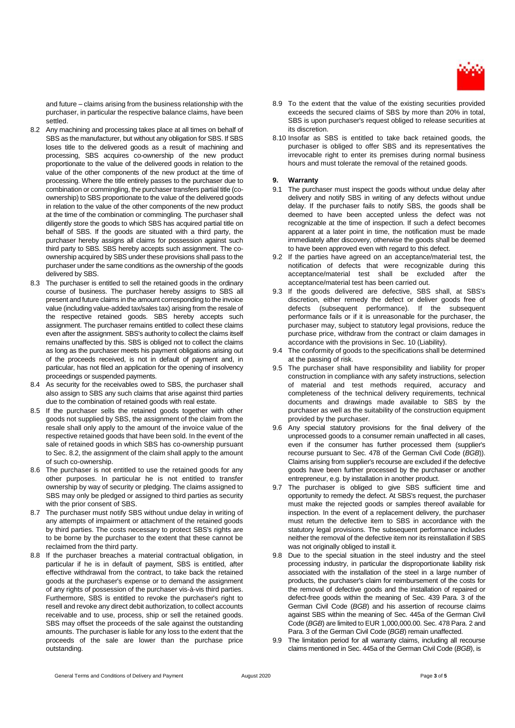and future – claims arising from the business relationship with the purchaser, in particular the respective balance claims, have been settled.

8.2 Any machining and processing takes place at all times on behalf of SBS as the manufacturer, but without any obligation for SBS. If SBS loses title to the delivered goods as a result of machining and processing, SBS acquires co-ownership of the new product proportionate to the value of the delivered goods in relation to the value of the other components of the new product at the time of processing. Where the title entirely passes to the purchaser due to combination or commingling, the purchaser transfers partial title (co-ownership) to SBS proportionate to the value of the delivered goods in relation to the value of the other components of the new product at the time of the combination or commingling. The purchaser shall diligently store the goods to which SBS has acquired partial title on behalf of SBS. If the goods are situated with a third party, the purchaser hereby assigns all claims for possession against such third party to SBS. SBS hereby accepts such assignment. The co-ownership acquired by SBS under these provisions shall pass to the purchaser under the same conditions as the ownership of the goods delivered by SBS.

8.3 The purchaser is entitled to sell the retained goods in the ordinary course of business. The purchaser hereby assigns to SBS all present and future claims in the amount corresponding to the invoice value (including value-added tax/sales tax) arising from the resale of the respective retained goods. SBS hereby accepts such assignment. The purchaser remains entitled to collect these claims even after the assignment. SBS's authority to collect the claims itself remains unaffected by this. SBS is obliged not to collect the claims as long as the purchaser meets his payment obligations arising out of the proceeds received, is not in default of payment and, in particular, has not filed an application for the opening of insolvency proceedings or suspended payments.

8.4 As security for the receivables owed to SBS, the purchaser shall also assign to SBS any such claims that arise against third parties due to the combination of retained goods with real estate.

8.5 If the purchaser sells the retained goods together with other goods not supplied by SBS, the assignment of the claim from the resale shall only apply to the amount of the invoice value of the respective retained goods that have been sold. In the event of the sale of retained goods in which SBS has co-ownership pursuant to Sec. 8.2, the assignment of the claim shall apply to the amount of such co-ownership.

8.6 The purchaser is not entitled to use the retained goods for any other purposes. In particular he is not entitled to transfer ownership by way of security or pledging. The claims assigned to SBS may only be pledged or assigned to third parties as security with the prior consent of SBS.

8.7 The purchaser must notify SBS without undue delay in writing of any attempts of impairment or attachment of the retained goods by third parties. The costs necessary to protect SBS's rights are to be borne by the purchaser to the extent that these cannot be reclaimed from the third party.

8.8 If the purchaser breaches a material contractual obligation, in particular if he is in default of payment, SBS is entitled, after effective withdrawal from the contract, to take back the retained goods at the purchaser's expense or to demand the assignment of any rights of possession of the purchaser vis-à-vis third parties. Furthermore, SBS is entitled to revoke the purchaser's right to resell and revoke any direct debit authorization, to collect accounts receivable and to use, process, ship or sell the retained goods. SBS may offset the proceeds of the sale against the outstanding amounts. The purchaser is liable for any loss to the extent that the proceeds of the sale are lower than the purchase price outstanding.

8.9 To the extent that the value of the existing securities provided exceeds the secured claims of SBS by more than 20% in total, SBS is upon purchaser's request obliged to release securities at its discretion.

8.10 Insofar as SBS is entitled to take back retained goods, the purchaser is obliged to offer SBS and its representatives the irrevocable right to enter its premises during normal business hours and must tolerate the removal of the retained goods.

## 9. Warranty

9.1 The purchaser must inspect the goods without undue delay after delivery and notify SBS in writing of any defects without undue delay. If the purchaser fails to notify SBS, the goods shall be deemed to have been accepted unless the defect was not recognizable at the time of inspection. If such a defect becomes apparent at a later point in time, the notification must be made immediately after discovery, otherwise the goods shall be deemed to have been approved even with regard to this defect.

9.2 If the parties have agreed on an acceptance/material test, the notification of defects that were recognizable during this acceptance/material test shall be excluded after the acceptance/material test has been carried out.

9.3 If the goods delivered are defective, SBS shall, at SBS's discretion, either remedy the defect or deliver goods free of defects (subsequent performance). If the subsequent performance fails or if it is unreasonable for the purchaser, the purchaser may, subject to statutory legal provisions, reduce the purchase price, withdraw from the contract or claim damages in accordance with the provisions in Sec. 10 (Liability).

9.4 The conformity of goods to the specifications shall be determined at the passing of risk.

9.5 The purchaser shall have responsibility and liability for proper construction in compliance with any safety instructions, selection of material and test methods required, accuracy and completeness of the technical delivery requirements, technical documents and drawings made available to SBS by the purchaser as well as the suitability of the construction equipment provided by the purchaser.

9.6 Any special statutory provisions for the final delivery of the unprocessed goods to a consumer remain unaffected in all cases, even if the consumer has further processed them (supplier's recourse pursuant to Sec. 478 of the German Civil Code (*BGB*)). Claims arising from supplier's recourse are excluded if the defective goods have been further processed by the purchaser or another entrepreneur, e.g. by installation in another product.

9.7 The purchaser is obliged to give SBS sufficient time and opportunity to remedy the defect. At SBS's request, the purchaser must make the rejected goods or samples thereof available for inspection. In the event of a replacement delivery, the purchaser must return the defective item to SBS in accordance with the statutory legal provisions. The subsequent performance includes neither the removal of the defective item nor its reinstallation if SBS was not originally obliged to install it.

9.8 Due to the special situation in the steel industry and the steel processing industry, in particular the disproportionate liability risk associated with the installation of the steel in a large number of products, the purchaser's claim for reimbursement of the costs for the removal of defective goods and the installation of repaired or defect-free goods within the meaning of Sec. 439 Para. 3 of the German Civil Code (*BGB*) and his assertion of recourse claims against SBS within the meaning of Sec. 445a of the German Civil Code (*BGB*) are limited to EUR 1,000,000.00. Sec. 478 Para. 2 and Para. 3 of the German Civil Code (*BGB*) remain unaffected.

9.9 The limitation period for all warranty claims, including all recourse claims mentioned in Sec. 445a of the German Civil Code (*BGB*), is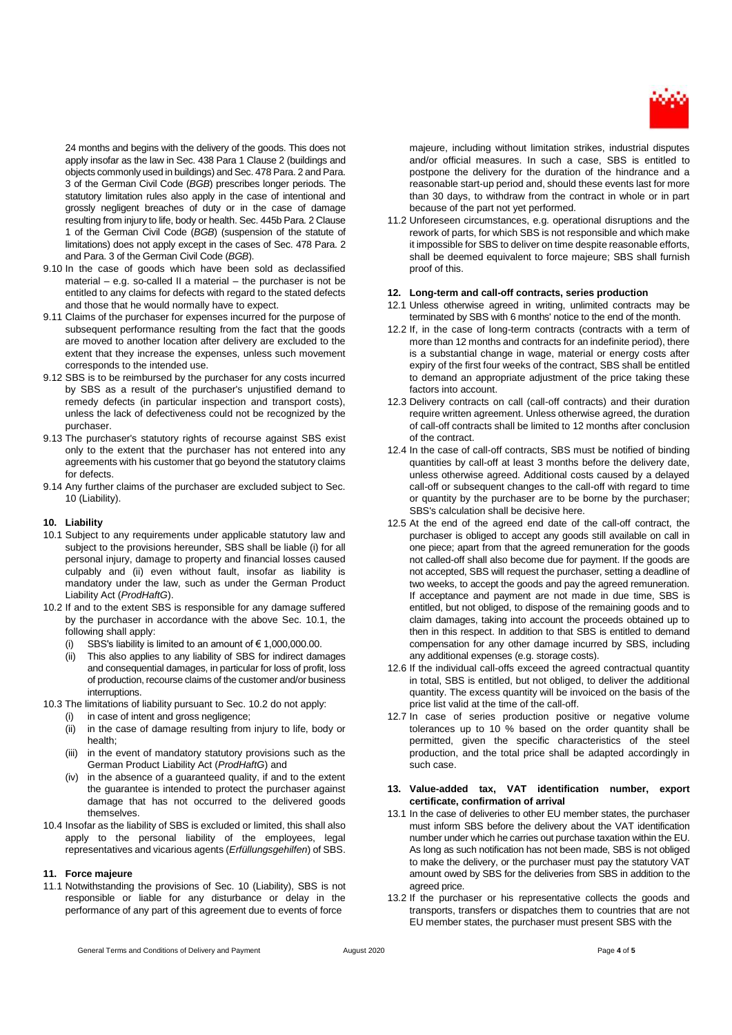24 months and begins with the delivery of the goods. This does not apply insofar as the law in Sec. 438 Para 1 Clause 2 (buildings and objects commonly used in buildings) and Sec. 478 Para. 2 and Para. 3 of the German Civil Code (*BGB*) prescribes longer periods. The statutory limitation rules also apply in the case of intentional and grossly negligent breaches of duty or in the case of damage resulting from injury to life, body or health. Sec. 445b Para. 2 Clause 1 of the German Civil Code (*BGB*) (suspension of the statute of limitations) does not apply except in the cases of Sec. 478 Para. 2 and Para. 3 of the German Civil Code (*BGB*).

9.10 In the case of goods which have been sold as declassified material – e.g. so-called II a material – the purchaser is not be entitled to any claims for defects with regard to the stated defects and those that he would normally have to expect.

9.11 Claims of the purchaser for expenses incurred for the purpose of subsequent performance resulting from the fact that the goods are moved to another location after delivery are excluded to the extent that they increase the expenses, unless such movement corresponds to the intended use.

9.12 SBS is to be reimbursed by the purchaser for any costs incurred by SBS as a result of the purchaser's unjustified demand to remedy defects (in particular inspection and transport costs), unless the lack of defectiveness could not be recognized by the purchaser.

9.13 The purchaser's statutory rights of recourse against SBS exist only to the extent that the purchaser has not entered into any agreements with his customer that go beyond the statutory claims for defects.

9.14 Any further claims of the purchaser are excluded subject to Sec. 10 (Liability).

## 10. Liability

10.1 Subject to any requirements under applicable statutory law and subject to the provisions hereunder, SBS shall be liable (i) for all personal injury, damage to property and financial losses caused culpably and (ii) even without fault, insofar as liability is mandatory under the law, such as under the German Product Liability Act (*ProdHaftG*).

10.2 If and to the extent SBS is responsible for any damage suffered by the purchaser in accordance with the above Sec. 10.1, the following shall apply:

(i) SBS's liability is limited to an amount of € 1,000,000.00.

(ii) This also applies to any liability of SBS for indirect damages and consequential damages, in particular for loss of profit, loss of production, recourse claims of the customer and/or business interruptions.

10.3 The limitations of liability pursuant to Sec. 10.2 do not apply:

(i) in case of intent and gross negligence;

(ii) in the case of damage resulting from injury to life, body or health;

(iii) in the event of mandatory statutory provisions such as the German Product Liability Act (*ProdHaftG*) and

(iv) in the absence of a guaranteed quality, if and to the extent the guarantee is intended to protect the purchaser against damage that has not occurred to the delivered goods themselves.

10.4 Insofar as the liability of SBS is excluded or limited, this shall also apply to the personal liability of the employees, legal representatives and vicarious agents (*Erfüllungsgehilfen*) of SBS.

## 11. Force majeure

11.1 Notwithstanding the provisions of Sec. 10 (Liability), SBS is not responsible or liable for any disturbance or delay in the performance of any part of this agreement due to events of force majeure, including without limitation strikes, industrial disputes and/or official measures. In such a case, SBS is entitled to postpone the delivery for the duration of the hindrance and a reasonable start-up period and, should these events last for more than 30 days, to withdraw from the contract in whole or in part because of the part not yet performed.

11.2 Unforeseen circumstances, e.g. operational disruptions and the rework of parts, for which SBS is not responsible and which make it impossible for SBS to deliver on time despite reasonable efforts, shall be deemed equivalent to force majeure; SBS shall furnish proof of this.

## 12. Long-term and call-off contracts, series production

12.1 Unless otherwise agreed in writing, unlimited contracts may be terminated by SBS with 6 months' notice to the end of the month.

12.2 If, in the case of long-term contracts (contracts with a term of more than 12 months and contracts for an indefinite period), there is a substantial change in wage, material or energy costs after expiry of the first four weeks of the contract, SBS shall be entitled to demand an appropriate adjustment of the price taking these factors into account.

12.3 Delivery contracts on call (call-off contracts) and their duration require written agreement. Unless otherwise agreed, the duration of call-off contracts shall be limited to 12 months after conclusion of the contract.

12.4 In the case of call-off contracts, SBS must be notified of binding quantities by call-off at least 3 months before the delivery date, unless otherwise agreed. Additional costs caused by a delayed call-off or subsequent changes to the call-off with regard to time or quantity by the purchaser are to be borne by the purchaser; SBS's calculation shall be decisive here.

12.5 At the end of the agreed end date of the call-off contract, the purchaser is obliged to accept any goods still available on call in one piece; apart from that the agreed remuneration for the goods not called-off shall also become due for payment. If the goods are not accepted, SBS will request the purchaser, setting a deadline of two weeks, to accept the goods and pay the agreed remuneration. If acceptance and payment are not made in due time, SBS is entitled, but not obliged, to dispose of the remaining goods and to claim damages, taking into account the proceeds obtained up to then in this respect. In addition to that SBS is entitled to demand compensation for any other damage incurred by SBS, including any additional expenses (e.g. storage costs).

12.6 If the individual call-offs exceed the agreed contractual quantity in total, SBS is entitled, but not obliged, to deliver the additional quantity. The excess quantity will be invoiced on the basis of the price list valid at the time of the call-off.

12.7 In case of series production positive or negative volume tolerances up to 10 % based on the order quantity shall be permitted, given the specific characteristics of the steel production, and the total price shall be adapted accordingly in such case.

## 13. Value-added tax, VAT identification number, export certificate, confirmation of arrival

13.1 In the case of deliveries to other EU member states, the purchaser must inform SBS before the delivery about the VAT identification number under which he carries out purchase taxation within the EU. As long as such notification has not been made, SBS is not obliged to make the delivery, or the purchaser must pay the statutory VAT amount owed by SBS for the deliveries from SBS in addition to the agreed price.

13.2 If the purchaser or his representative collects the goods and transports, transfers or dispatches them to countries that are not EU member states, the purchaser must present SBS with the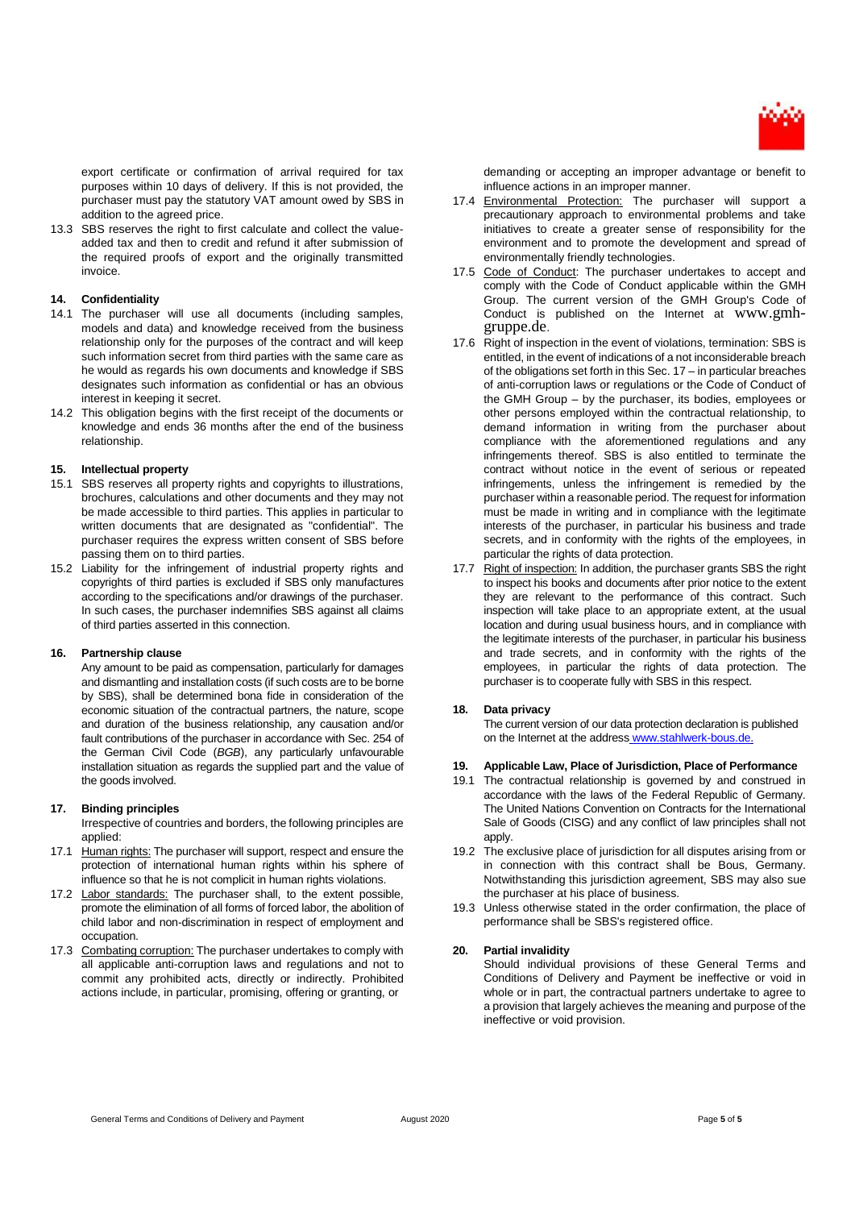export certificate or confirmation of arrival required for tax purposes within 10 days of delivery. If this is not provided, the purchaser must pay the statutory VAT amount owed by SBS in addition to the agreed price.

13.3 SBS reserves the right to first calculate and collect the value-added tax and then to credit and refund it after submission of the required proofs of export and the originally transmitted invoice.

**14. Confidentiality**

14.1 The purchaser will use all documents (including samples, models and data) and knowledge received from the business relationship only for the purposes of the contract and will keep such information secret from third parties with the same care as he would as regards his own documents and knowledge if SBS designates such information as confidential or has an obvious interest in keeping it secret.

14.2 This obligation begins with the first receipt of the documents or knowledge and ends 36 months after the end of the business relationship.

**15. Intellectual property**

15.1 SBS reserves all property rights and copyrights to illustrations, brochures, calculations and other documents and they may not be made accessible to third parties. This applies in particular to written documents that are designated as "confidential". The purchaser requires the express written consent of SBS before passing them on to third parties.

15.2 Liability for the infringement of industrial property rights and copyrights of third parties is excluded if SBS only manufactures according to the specifications and/or drawings of the purchaser. In such cases, the purchaser indemnifies SBS against all claims of third parties asserted in this connection.

**16. Partnership clause**

Any amount to be paid as compensation, particularly for damages and dismantling and installation costs (if such costs are to be borne by SBS), shall be determined bona fide in consideration of the economic situation of the contractual partners, the nature, scope and duration of the business relationship, any causation and/or fault contributions of the purchaser in accordance with Sec. 254 of the German Civil Code (*BGB*), any particularly unfavourable installation situation as regards the supplied part and the value of the goods involved.

**17. Binding principles**

Irrespective of countries and borders, the following principles are applied:

17.1 Human rights: The purchaser will support, respect and ensure the protection of international human rights within his sphere of influence so that he is not complicit in human rights violations.

17.2 Labor standards: The purchaser shall, to the extent possible, promote the elimination of all forms of forced labor, the abolition of child labor and non-discrimination in respect of employment and occupation.

17.3 Combating corruption: The purchaser undertakes to comply with all applicable anti-corruption laws and regulations and not to commit any prohibited acts, directly or indirectly. Prohibited actions include, in particular, promising, offering or granting, or demanding or accepting an improper advantage or benefit to influence actions in an improper manner.

17.4 Environmental Protection: The purchaser will support a precautionary approach to environmental problems and take initiatives to create a greater sense of responsibility for the environment and to promote the development and spread of environmentally friendly technologies.

17.5 Code of Conduct: The purchaser undertakes to accept and comply with the Code of Conduct applicable within the GMH Group. The current version of the GMH Group's Code of Conduct is published on the Internet at www.gmh-gruppe.de.

17.6 Right of inspection in the event of violations, termination: SBS is entitled, in the event of indications of a not inconsiderable breach of the obligations set forth in this Sec. 17 – in particular breaches of anti-corruption laws or regulations or the Code of Conduct of the GMH Group – by the purchaser, its bodies, employees or other persons employed within the contractual relationship, to demand information in writing from the purchaser about compliance with the aforementioned regulations and any infringements thereof. SBS is also entitled to terminate the contract without notice in the event of serious or repeated infringements, unless the infringement is remedied by the purchaser within a reasonable period. The request for information must be made in writing and in compliance with the legitimate interests of the purchaser, in particular his business and trade secrets, and in conformity with the rights of the employees, in particular the rights of data protection.

17.7 Right of inspection: In addition, the purchaser grants SBS the right to inspect his books and documents after prior notice to the extent they are relevant to the performance of this contract. Such inspection will take place to an appropriate extent, at the usual location and during usual business hours, and in compliance with the legitimate interests of the purchaser, in particular his business and trade secrets, and in conformity with the rights of the employees, in particular the rights of data protection. The purchaser is to cooperate fully with SBS in this respect.

**18. Data privacy**

The current version of our data protection declaration is published on the Internet at the address www.stahlwerk-bous.de.

**19. Applicable Law, Place of Jurisdiction, Place of Performance**

19.1 The contractual relationship is governed by and construed in accordance with the laws of the Federal Republic of Germany. The United Nations Convention on Contracts for the International Sale of Goods (CISG) and any conflict of law principles shall not apply.

19.2 The exclusive place of jurisdiction for all disputes arising from or in connection with this contract shall be Bous, Germany. Notwithstanding this jurisdiction agreement, SBS may also sue the purchaser at his place of business.

19.3 Unless otherwise stated in the order confirmation, the place of performance shall be SBS's registered office.

**20. Partial invalidity**

Should individual provisions of these General Terms and Conditions of Delivery and Payment be ineffective or void in whole or in part, the contractual partners undertake to agree to a provision that largely achieves the meaning and purpose of the ineffective or void provision.